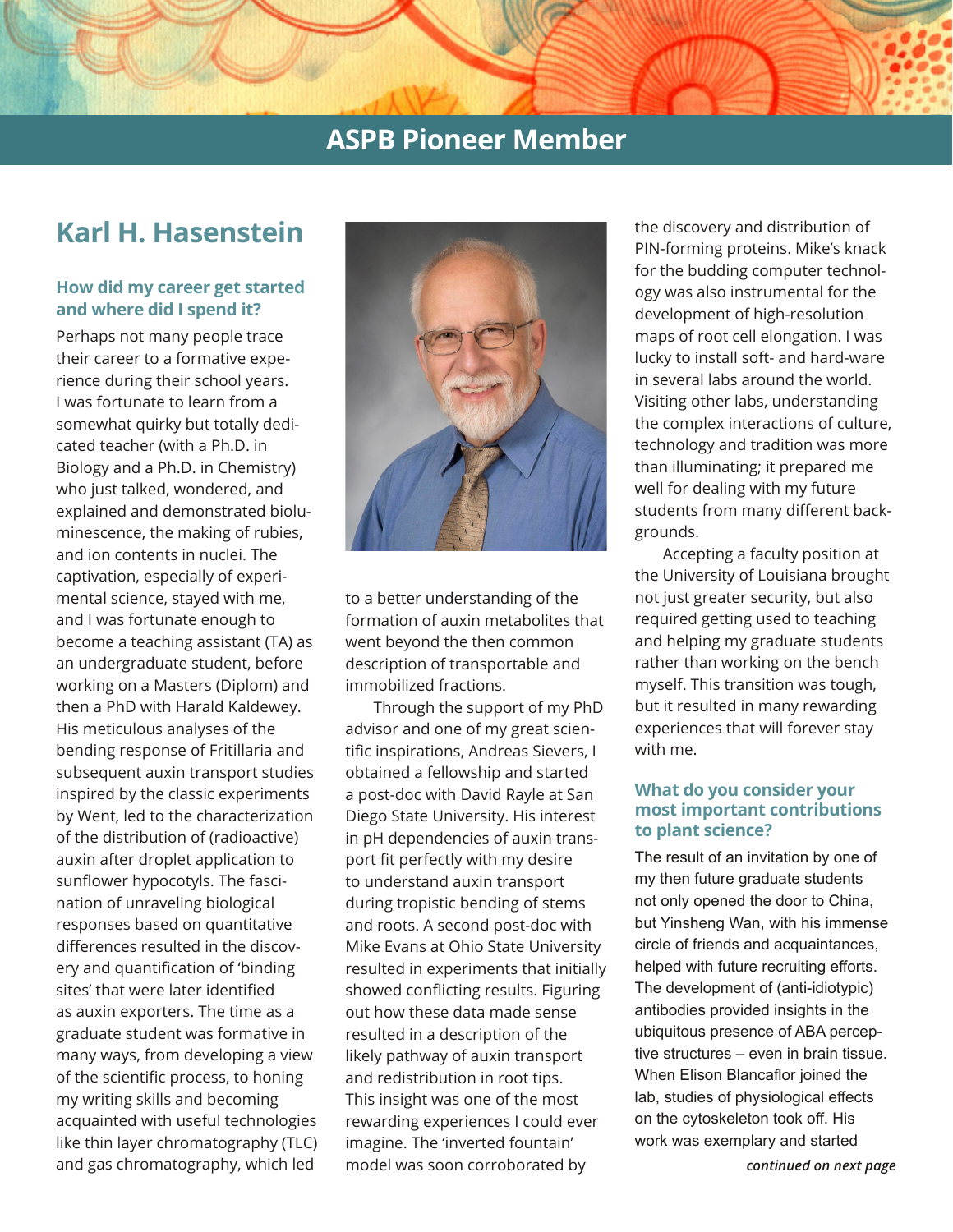# ASPB Pioneer Member

## Karl H. Hasenstein

### How did my career get started and where did I spend it?

Perhaps not many people trace their career to a formative experience during their school years. I was fortunate to learn from a somewhat quirky but totally dedicated teacher (with a Ph.D. in Biology and a Ph.D. in Chemistry) who just talked, wondered, and explained and demonstrated bioluminescence, the making of rubies, and ion contents in nuclei. The captivation, especially of experimental science, stayed with me, and I was fortunate enough to become a teaching assistant (TA) as an undergraduate student, before working on a Masters (Diplom) and then a PhD with Harald Kaldewey. His meticulous analyses of the bending response of Fritillaria and subsequent auxin transport studies inspired by the classic experiments by Went, led to the characterization of the distribution of (radioactive) auxin after droplet application to sunflower hypocotyls. The fascination of unraveling biological responses based on quantitative differences resulted in the discovery and quantification of 'binding sites' that were later identified as auxin exporters. The time as a graduate student was formative in many ways, from developing a view of the scientific process, to honing my writing skills and becoming acquainted with useful technologies like thin layer chromatography (TLC) and gas chromatography, which led to a better understanding of the formation of auxin metabolites that went beyond the then common description of transportable and immobilized fractions.

Through the support of my PhD advisor and one of my great scientific inspirations, Andreas Sievers, I obtained a fellowship and started a post-doc with David Rayle at San Diego State University. His interest in pH dependencies of auxin transport fit perfectly with my desire to understand auxin transport during tropistic bending of stems and roots. A second post-doc with Mike Evans at Ohio State University resulted in experiments that initially showed conflicting results. Figuring out how these data made sense resulted in a description of the likely pathway of auxin transport and redistribution in root tips. This insight was one of the most rewarding experiences I could ever imagine. The 'inverted fountain' model was soon corroborated by the discovery and distribution of PIN-forming proteins. Mike's knack for the budding computer technology was also instrumental for the development of high-resolution maps of root cell elongation. I was lucky to install soft- and hard-ware in several labs around the world. Visiting other labs, understanding the complex interactions of culture, technology and tradition was more than illuminating; it prepared me well for dealing with my future students from many different backgrounds.

Accepting a faculty position at the University of Louisiana brought not just greater security, but also required getting used to teaching and helping my graduate students rather than working on the bench myself. This transition was tough, but it resulted in many rewarding experiences that will forever stay with me.

### What do you consider your most important contributions to plant science?

The result of an invitation by one of my then future graduate students not only opened the door to China, but Yinsheng Wan, with his immense circle of friends and acquaintances, helped with future recruiting efforts. The development of (anti-idiotypic) antibodies provided insights in the ubiquitous presence of ABA perceptive structures – even in brain tissue. When Elison Blancaflor joined the lab, studies of physiological effects on the cytoskeleton took off. His work was exemplary and started

*continued on next page*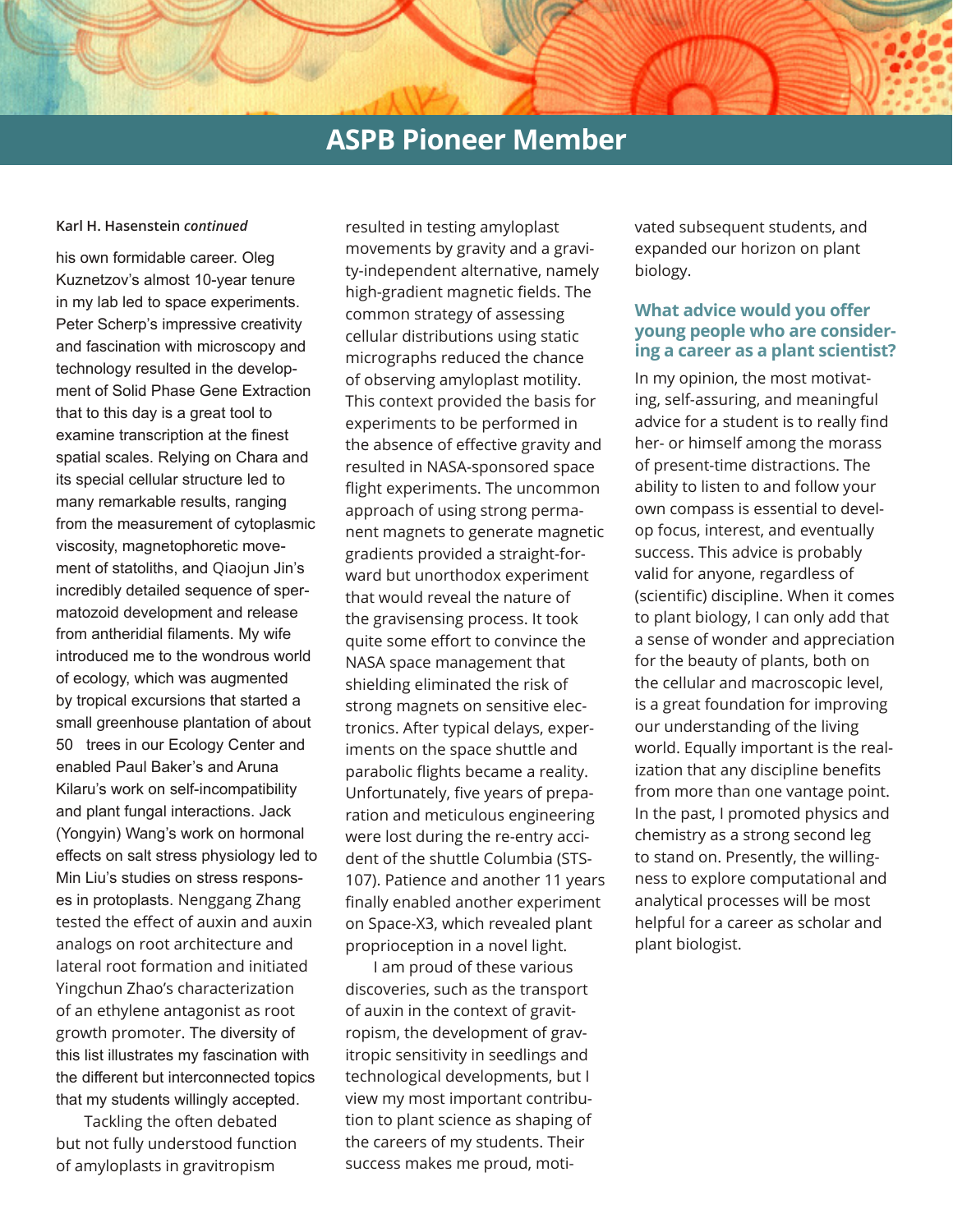# ASPB Pioneer Member

**Karl H. Hasenstein** ***continued***

his own formidable career. Oleg Kuznetzov's almost 10-year tenure in my lab led to space experiments. Peter Scherp's impressive creativity and fascination with microscopy and technology resulted in the development of Solid Phase Gene Extraction that to this day is a great tool to examine transcription at the finest spatial scales. Relying on Chara and its special cellular structure led to many remarkable results, ranging from the measurement of cytoplasmic viscosity, magnetophoretic movement of statoliths, and Qiaojun Jin's incredibly detailed sequence of spermatozoid development and release from antheridial filaments. My wife introduced me to the wondrous world of ecology, which was augmented by tropical excursions that started a small greenhouse plantation of about 50 trees in our Ecology Center and enabled Paul Baker's and Aruna Kilaru's work on self-incompatibility and plant fungal interactions. Jack (Yongyin) Wang's work on hormonal effects on salt stress physiology led to Min Liu's studies on stress responses in protoplasts. Nenggang Zhang tested the effect of auxin and auxin analogs on root architecture and lateral root formation and initiated Yingchun Zhao's characterization of an ethylene antagonist as root growth promoter. The diversity of this list illustrates my fascination with the different but interconnected topics that my students willingly accepted.

Tackling the often debated but not fully understood function of amyloplasts in gravitropism resulted in testing amyloplast movements by gravity and a gravity-independent alternative, namely high-gradient magnetic fields. The common strategy of assessing cellular distributions using static micrographs reduced the chance of observing amyloplast motility. This context provided the basis for experiments to be performed in the absence of effective gravity and resulted in NASA-sponsored space flight experiments. The uncommon approach of using strong permanent magnets to generate magnetic gradients provided a straight-forward but unorthodox experiment that would reveal the nature of the gravisensing process. It took quite some effort to convince the NASA space management that shielding eliminated the risk of strong magnets on sensitive electronics. After typical delays, experiments on the space shuttle and parabolic flights became a reality. Unfortunately, five years of preparation and meticulous engineering were lost during the re-entry accident of the shuttle Columbia (STS-107). Patience and another 11 years finally enabled another experiment on Space-X3, which revealed plant proprioception in a novel light.

I am proud of these various discoveries, such as the transport of auxin in the context of gravitropism, the development of gravitropic sensitivity in seedlings and technological developments, but I view my most important contribution to plant science as shaping of the careers of my students. Their success makes me proud, motivated subsequent students, and expanded our horizon on plant biology.

### What advice would you offer young people who are considering a career as a plant scientist?

In my opinion, the most motivating, self-assuring, and meaningful advice for a student is to really find her- or himself among the morass of present-time distractions. The ability to listen to and follow your own compass is essential to develop focus, interest, and eventually success. This advice is probably valid for anyone, regardless of (scientific) discipline. When it comes to plant biology, I can only add that a sense of wonder and appreciation for the beauty of plants, both on the cellular and macroscopic level, is a great foundation for improving our understanding of the living world. Equally important is the realization that any discipline benefits from more than one vantage point. In the past, I promoted physics and chemistry as a strong second leg to stand on. Presently, the willingness to explore computational and analytical processes will be most helpful for a career as scholar and plant biologist.